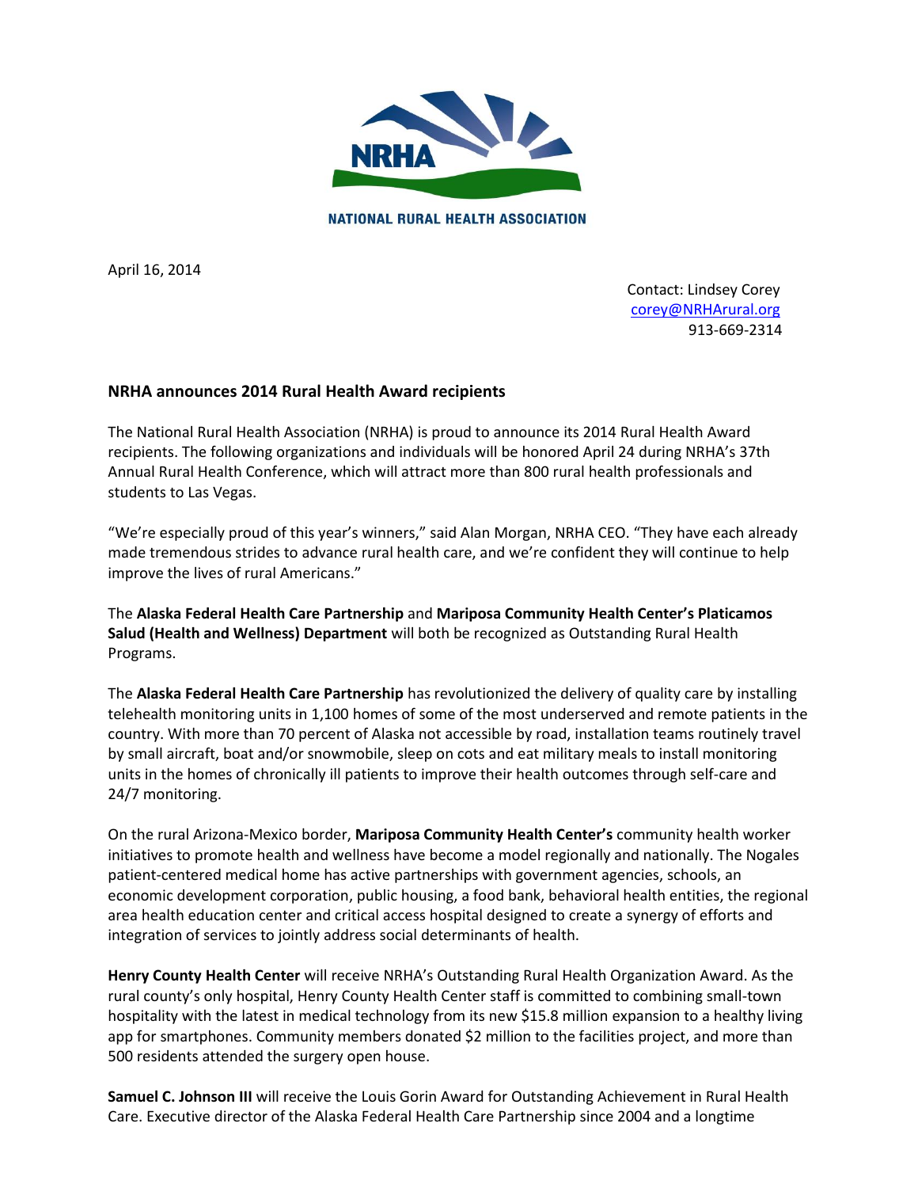NRHA

NATIONAL RURAL HEALTH ASSOCIATION

April 16, 2014

Contact: Lindsey Corey
corey@NRHArural.org
913-669-2314

### NRHA announces 2014 Rural Health Award recipients

The National Rural Health Association (NRHA) is proud to announce its 2014 Rural Health Award recipients. The following organizations and individuals will be honored April 24 during NRHA's 37th Annual Rural Health Conference, which will attract more than 800 rural health professionals and students to Las Vegas.

"We're especially proud of this year's winners," said Alan Morgan, NRHA CEO. "They have each already made tremendous strides to advance rural health care, and we're confident they will continue to help improve the lives of rural Americans."

The **Alaska Federal Health Care Partnership** and **Mariposa Community Health Center's Platicamos Salud (Health and Wellness) Department** will both be recognized as Outstanding Rural Health Programs.

The **Alaska Federal Health Care Partnership** has revolutionized the delivery of quality care by installing telehealth monitoring units in 1,100 homes of some of the most underserved and remote patients in the country. With more than 70 percent of Alaska not accessible by road, installation teams routinely travel by small aircraft, boat and/or snowmobile, sleep on cots and eat military meals to install monitoring units in the homes of chronically ill patients to improve their health outcomes through self-care and 24/7 monitoring.

On the rural Arizona-Mexico border, **Mariposa Community Health Center's** community health worker initiatives to promote health and wellness have become a model regionally and nationally. The Nogales patient-centered medical home has active partnerships with government agencies, schools, an economic development corporation, public housing, a food bank, behavioral health entities, the regional area health education center and critical access hospital designed to create a synergy of efforts and integration of services to jointly address social determinants of health.

**Henry County Health Center** will receive NRHA's Outstanding Rural Health Organization Award. As the rural county's only hospital, Henry County Health Center staff is committed to combining small-town hospitality with the latest in medical technology from its new $15.8 million expansion to a healthy living app for smartphones. Community members donated $2 million to the facilities project, and more than 500 residents attended the surgery open house.

**Samuel C. Johnson III** will receive the Louis Gorin Award for Outstanding Achievement in Rural Health Care. Executive director of the Alaska Federal Health Care Partnership since 2004 and a longtime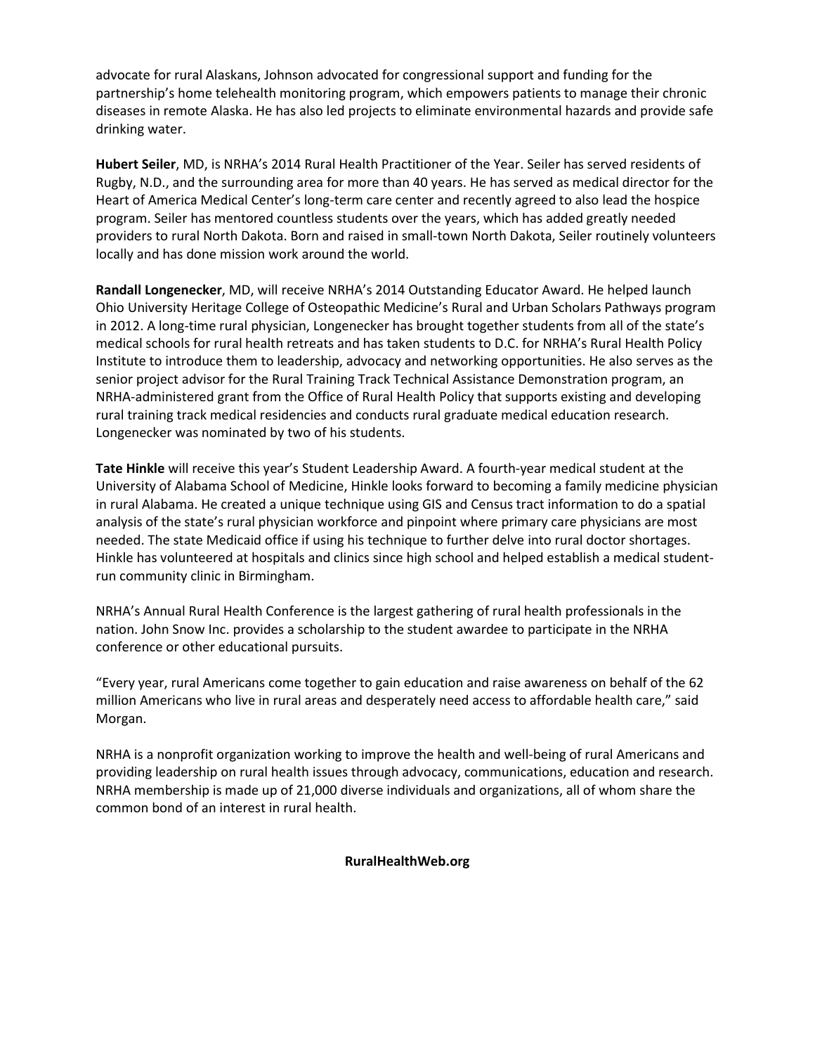advocate for rural Alaskans, Johnson advocated for congressional support and funding for the partnership's home telehealth monitoring program, which empowers patients to manage their chronic diseases in remote Alaska. He has also led projects to eliminate environmental hazards and provide safe drinking water.

**Hubert Seiler**, MD, is NRHA's 2014 Rural Health Practitioner of the Year. Seiler has served residents of Rugby, N.D., and the surrounding area for more than 40 years. He has served as medical director for the Heart of America Medical Center's long-term care center and recently agreed to also lead the hospice program. Seiler has mentored countless students over the years, which has added greatly needed providers to rural North Dakota. Born and raised in small-town North Dakota, Seiler routinely volunteers locally and has done mission work around the world.

**Randall Longenecker**, MD, will receive NRHA's 2014 Outstanding Educator Award. He helped launch Ohio University Heritage College of Osteopathic Medicine's Rural and Urban Scholars Pathways program in 2012. A long-time rural physician, Longenecker has brought together students from all of the state's medical schools for rural health retreats and has taken students to D.C. for NRHA's Rural Health Policy Institute to introduce them to leadership, advocacy and networking opportunities. He also serves as the senior project advisor for the Rural Training Track Technical Assistance Demonstration program, an NRHA-administered grant from the Office of Rural Health Policy that supports existing and developing rural training track medical residencies and conducts rural graduate medical education research. Longenecker was nominated by two of his students.

**Tate Hinkle** will receive this year's Student Leadership Award. A fourth-year medical student at the University of Alabama School of Medicine, Hinkle looks forward to becoming a family medicine physician in rural Alabama. He created a unique technique using GIS and Census tract information to do a spatial analysis of the state's rural physician workforce and pinpoint where primary care physicians are most needed. The state Medicaid office if using his technique to further delve into rural doctor shortages. Hinkle has volunteered at hospitals and clinics since high school and helped establish a medical student-run community clinic in Birmingham.

NRHA's Annual Rural Health Conference is the largest gathering of rural health professionals in the nation. John Snow Inc. provides a scholarship to the student awardee to participate in the NRHA conference or other educational pursuits.

"Every year, rural Americans come together to gain education and raise awareness on behalf of the 62 million Americans who live in rural areas and desperately need access to affordable health care," said Morgan.

NRHA is a nonprofit organization working to improve the health and well-being of rural Americans and providing leadership on rural health issues through advocacy, communications, education and research. NRHA membership is made up of 21,000 diverse individuals and organizations, all of whom share the common bond of an interest in rural health.

**RuralHealthWeb.org**